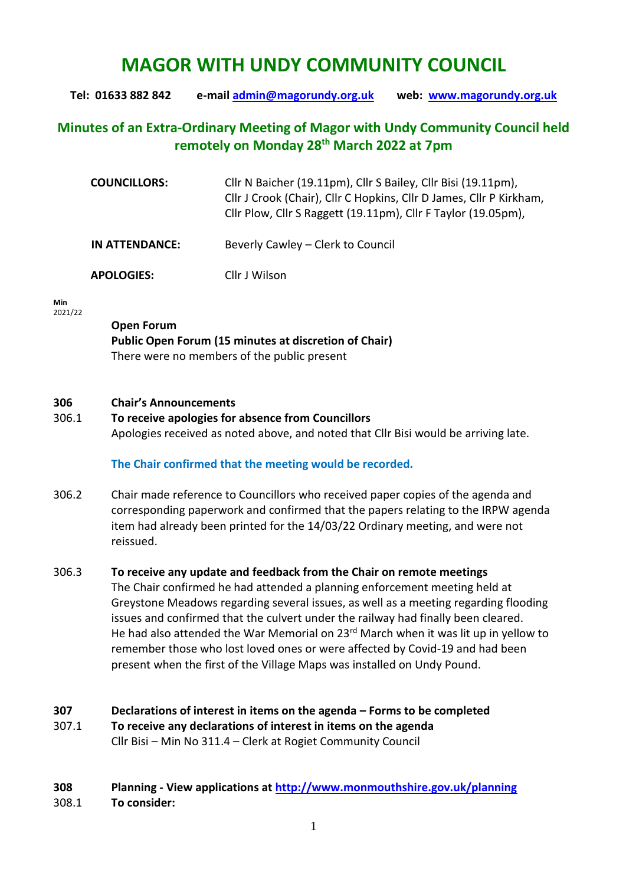# MAGOR WITH UNDY COMMUNITY COUNCIL

**Tel: 01633 882 842** **e-mail [admin@magorundy.org.uk](mailto:admin@magorundy.org.uk)** **web: [www.magorundy.org.uk](http://www.magorundy.org.uk)**

## Minutes of an Extra-Ordinary Meeting of Magor with Undy Community Council held remotely on Monday 28th March 2022 at 7pm

| | |
|---|---|
| **COUNCILLORS:** | Cllr N Baicher (19.11pm), Cllr S Bailey, Cllr Bisi (19.11pm), Cllr J Crook (Chair), Cllr C Hopkins, Cllr D James, Cllr P Kirkham, Cllr Plow, Cllr S Raggett (19.11pm), Cllr F Taylor (19.05pm), |
| **IN ATTENDANCE:** | Beverly Cawley – Clerk to Council |
| **APOLOGIES:** | Cllr J Wilson |

**Min**
2021/22

**Open Forum**
**Public Open Forum (15 minutes at discretion of Chair)**
There were no members of the public present

**306 Chair's Announcements**

306.1 **To receive apologies for absence from Councillors**
Apologies received as noted above, and noted that Cllr Bisi would be arriving late.

**The Chair confirmed that the meeting would be recorded.**

306.2 Chair made reference to Councillors who received paper copies of the agenda and corresponding paperwork and confirmed that the papers relating to the IRPW agenda item had already been printed for the 14/03/22 Ordinary meeting, and were not reissued.

306.3 **To receive any update and feedback from the Chair on remote meetings**
The Chair confirmed he had attended a planning enforcement meeting held at Greystone Meadows regarding several issues, as well as a meeting regarding flooding issues and confirmed that the culvert under the railway had finally been cleared. He had also attended the War Memorial on 23rd March when it was lit up in yellow to remember those who lost loved ones or were affected by Covid-19 and had been present when the first of the Village Maps was installed on Undy Pound.

**307 Declarations of interest in items on the agenda – Forms to be completed**

307.1 **To receive any declarations of interest in items on the agenda**
Cllr Bisi – Min No 311.4 – Clerk at Rogiet Community Council

**308 Planning - View applications at [http://www.monmouthshire.gov.uk/planning](http://www.monmouthshire.gov.uk/planning)**

308.1 **To consider:**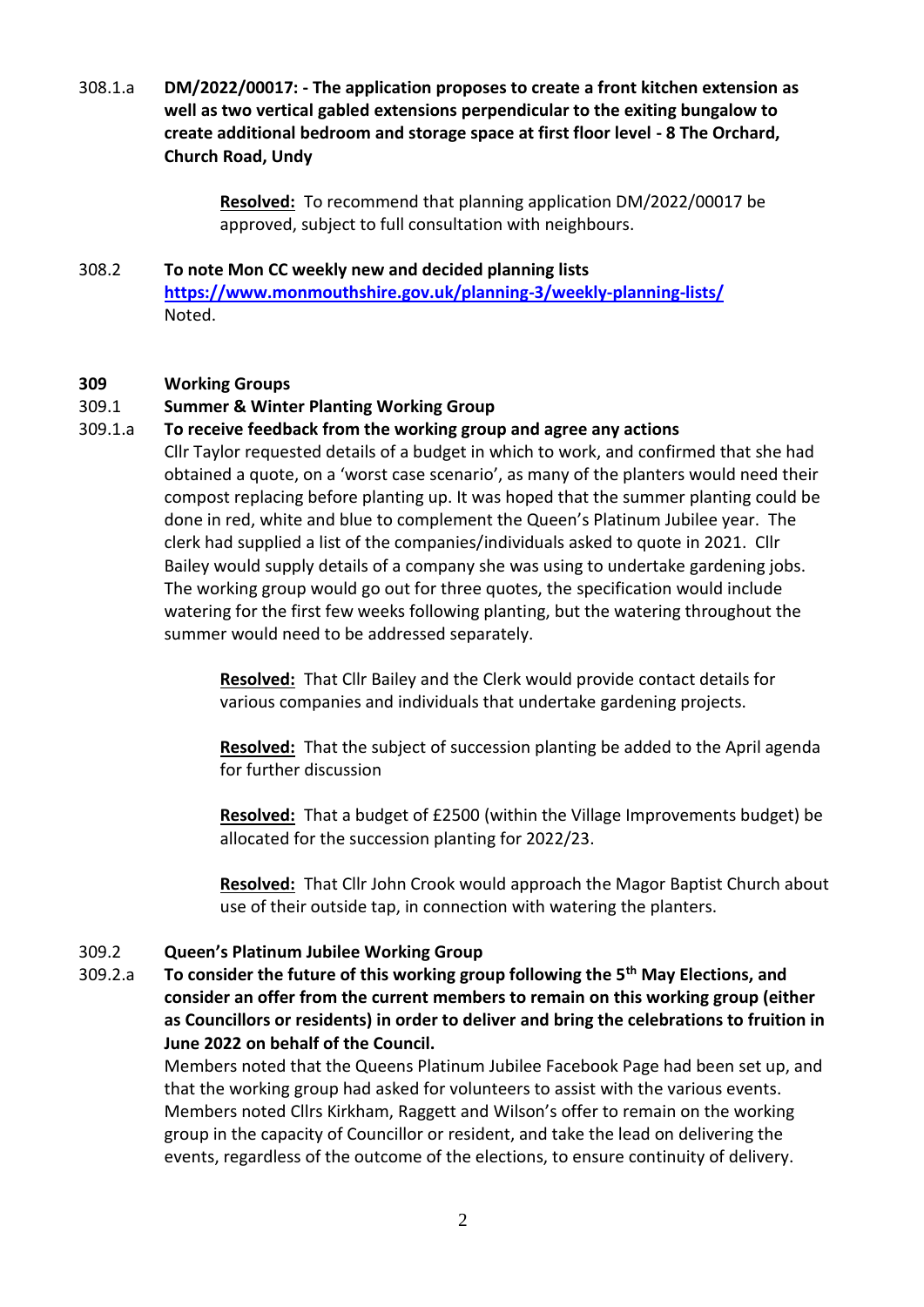308.1.a **DM/2022/00017: - The application proposes to create a front kitchen extension as well as two vertical gabled extensions perpendicular to the exiting bungalow to create additional bedroom and storage space at first floor level - 8 The Orchard, Church Road, Undy**

> **Resolved:** To recommend that planning application DM/2022/00017 be approved, subject to full consultation with neighbours.

308.2 **To note Mon CC weekly new and decided planning lists**
**https://www.monmouthshire.gov.uk/planning-3/weekly-planning-lists/**
Noted.

**309 Working Groups**

309.1 **Summer & Winter Planting Working Group**

309.1.a **To receive feedback from the working group and agree any actions**

Cllr Taylor requested details of a budget in which to work, and confirmed that she had obtained a quote, on a 'worst case scenario', as many of the planters would need their compost replacing before planting up. It was hoped that the summer planting could be done in red, white and blue to complement the Queen's Platinum Jubilee year. The clerk had supplied a list of the companies/individuals asked to quote in 2021. Cllr Bailey would supply details of a company she was using to undertake gardening jobs. The working group would go out for three quotes, the specification would include watering for the first few weeks following planting, but the watering throughout the summer would need to be addressed separately.

> **Resolved:** That Cllr Bailey and the Clerk would provide contact details for various companies and individuals that undertake gardening projects.

> **Resolved:** That the subject of succession planting be added to the April agenda for further discussion

> **Resolved:** That a budget of £2500 (within the Village Improvements budget) be allocated for the succession planting for 2022/23.

> **Resolved:** That Cllr John Crook would approach the Magor Baptist Church about use of their outside tap, in connection with watering the planters.

309.2 **Queen's Platinum Jubilee Working Group**

309.2.a **To consider the future of this working group following the 5th May Elections, and consider an offer from the current members to remain on this working group (either as Councillors or residents) in order to deliver and bring the celebrations to fruition in June 2022 on behalf of the Council.**

Members noted that the Queens Platinum Jubilee Facebook Page had been set up, and that the working group had asked for volunteers to assist with the various events. Members noted Cllrs Kirkham, Raggett and Wilson's offer to remain on the working group in the capacity of Councillor or resident, and take the lead on delivering the events, regardless of the outcome of the elections, to ensure continuity of delivery.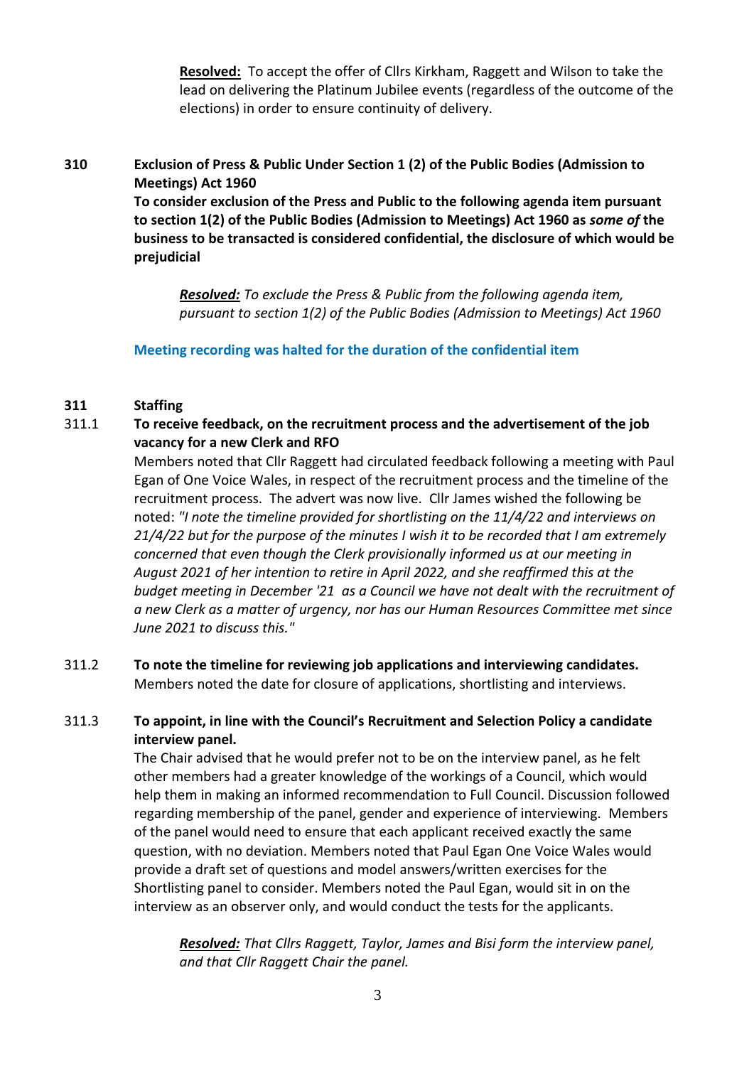**Resolved:** To accept the offer of Cllrs Kirkham, Raggett and Wilson to take the lead on delivering the Platinum Jubilee events (regardless of the outcome of the elections) in order to ensure continuity of delivery.

**310 Exclusion of Press & Public Under Section 1 (2) of the Public Bodies (Admission to Meetings) Act 1960**

**To consider exclusion of the Press and Public to the following agenda item pursuant to section 1(2) of the Public Bodies (Admission to Meetings) Act 1960 as *some of* the business to be transacted is considered confidential, the disclosure of which would be prejudicial**

***Resolved:*** *To exclude the Press & Public from the following agenda item, pursuant to section 1(2) of the Public Bodies (Admission to Meetings) Act 1960*

**Meeting recording was halted for the duration of the confidential item**

**311 Staffing**

311.1 **To receive feedback, on the recruitment process and the advertisement of the job vacancy for a new Clerk and RFO**

Members noted that Cllr Raggett had circulated feedback following a meeting with Paul Egan of One Voice Wales, in respect of the recruitment process and the timeline of the recruitment process. The advert was now live. Cllr James wished the following be noted: *"I note the timeline provided for shortlisting on the 11/4/22 and interviews on 21/4/22 but for the purpose of the minutes I wish it to be recorded that I am extremely concerned that even though the Clerk provisionally informed us at our meeting in August 2021 of her intention to retire in April 2022, and she reaffirmed this at the budget meeting in December '21 as a Council we have not dealt with the recruitment of a new Clerk as a matter of urgency, nor has our Human Resources Committee met since June 2021 to discuss this."*

311.2 **To note the timeline for reviewing job applications and interviewing candidates.**

Members noted the date for closure of applications, shortlisting and interviews.

311.3 **To appoint, in line with the Council's Recruitment and Selection Policy a candidate interview panel.**

The Chair advised that he would prefer not to be on the interview panel, as he felt other members had a greater knowledge of the workings of a Council, which would help them in making an informed recommendation to Full Council. Discussion followed regarding membership of the panel, gender and experience of interviewing. Members of the panel would need to ensure that each applicant received exactly the same question, with no deviation. Members noted that Paul Egan One Voice Wales would provide a draft set of questions and model answers/written exercises for the Shortlisting panel to consider. Members noted the Paul Egan, would sit in on the interview as an observer only, and would conduct the tests for the applicants.

***Resolved:*** *That Cllrs Raggett, Taylor, James and Bisi form the interview panel, and that Cllr Raggett Chair the panel.*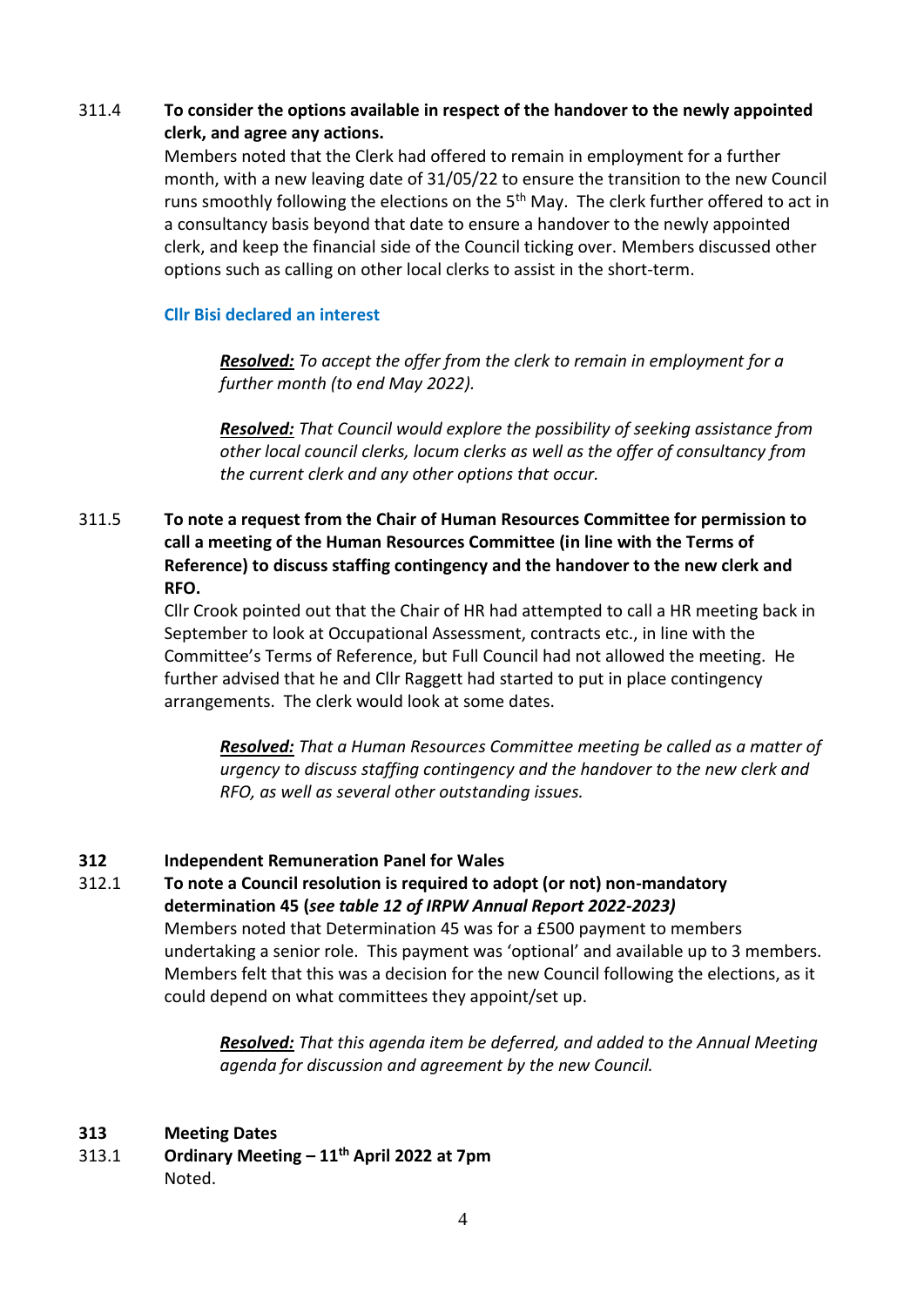311.4 **To consider the options available in respect of the handover to the newly appointed clerk, and agree any actions.**

Members noted that the Clerk had offered to remain in employment for a further month, with a new leaving date of 31/05/22 to ensure the transition to the new Council runs smoothly following the elections on the 5th May. The clerk further offered to act in a consultancy basis beyond that date to ensure a handover to the newly appointed clerk, and keep the financial side of the Council ticking over. Members discussed other options such as calling on other local clerks to assist in the short-term.

**Cllr Bisi declared an interest**

> ***Resolved:*** *To accept the offer from the clerk to remain in employment for a further month (to end May 2022).*

> ***Resolved:*** *That Council would explore the possibility of seeking assistance from other local council clerks, locum clerks as well as the offer of consultancy from the current clerk and any other options that occur.*

311.5 **To note a request from the Chair of Human Resources Committee for permission to call a meeting of the Human Resources Committee (in line with the Terms of Reference) to discuss staffing contingency and the handover to the new clerk and RFO.**

Cllr Crook pointed out that the Chair of HR had attempted to call a HR meeting back in September to look at Occupational Assessment, contracts etc., in line with the Committee's Terms of Reference, but Full Council had not allowed the meeting. He further advised that he and Cllr Raggett had started to put in place contingency arrangements. The clerk would look at some dates.

> ***Resolved:*** *That a Human Resources Committee meeting be called as a matter of urgency to discuss staffing contingency and the handover to the new clerk and RFO, as well as several other outstanding issues.*

**312 Independent Remuneration Panel for Wales**

312.1 **To note a Council resolution is required to adopt (or not) non-mandatory determination 45 (*see table 12 of IRPW Annual Report 2022-2023*)**

Members noted that Determination 45 was for a £500 payment to members undertaking a senior role. This payment was 'optional' and available up to 3 members. Members felt that this was a decision for the new Council following the elections, as it could depend on what committees they appoint/set up.

> ***Resolved:*** *That this agenda item be deferred, and added to the Annual Meeting agenda for discussion and agreement by the new Council.*

**313 Meeting Dates**

313.1 **Ordinary Meeting – 11th April 2022 at 7pm**

Noted.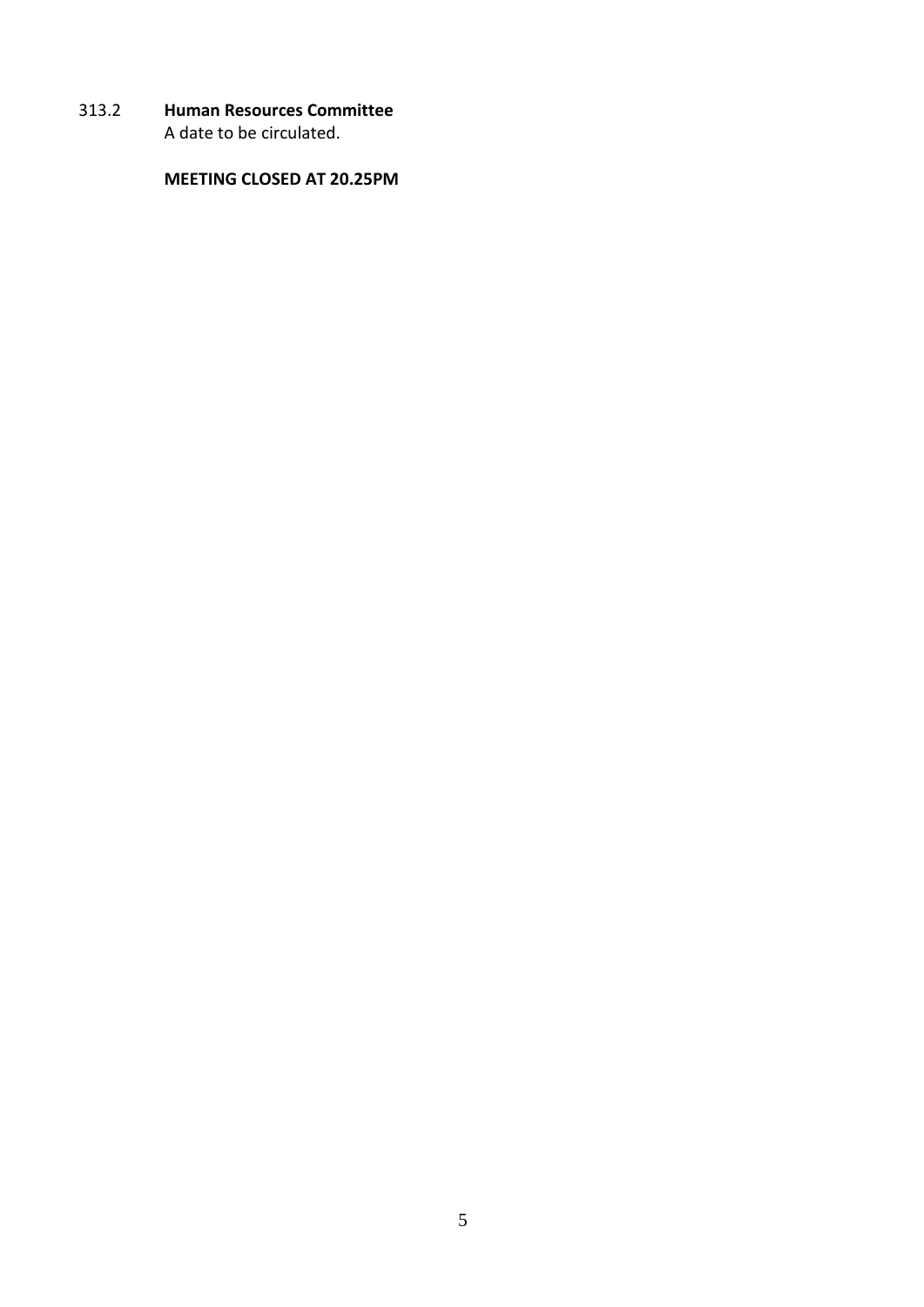313.2 **Human Resources Committee**

A date to be circulated.

**MEETING CLOSED AT 20.25PM**